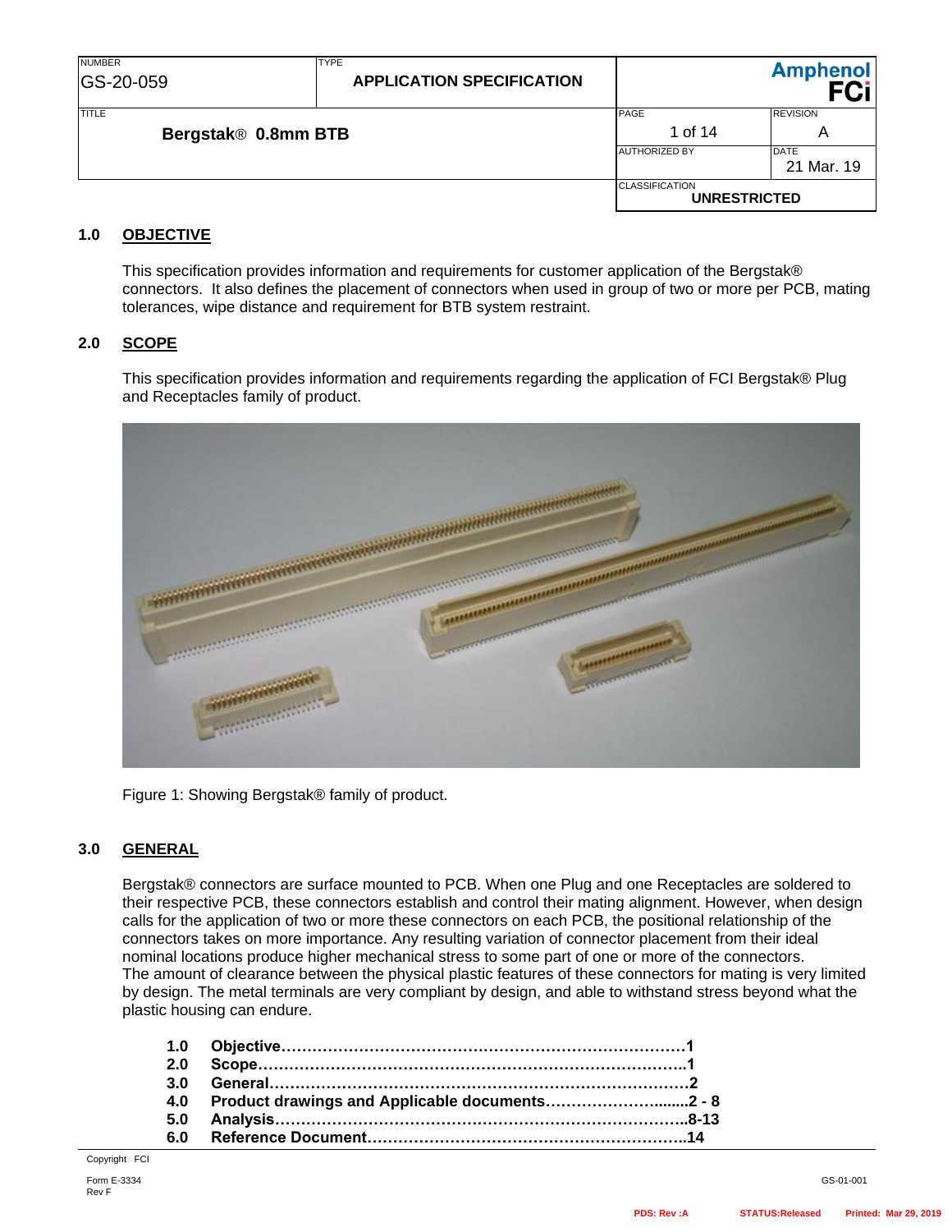| NUMBER | TYPE | |
|---|---|---|
| GS-20-059 | APPLICATION SPECIFICATION | Amphenol FCi |
| TITLE | PAGE | REVISION |
| Bergstak® 0.8mm BTB | 1 of 14 | A |
| | AUTHORIZED BY | DATE |
| | | 21 Mar. 19 |
| | CLASSIFICATION | |
| | UNRESTRICTED | |

## 1.0 OBJECTIVE

This specification provides information and requirements for customer application of the Bergstak® connectors. It also defines the placement of connectors when used in group of two or more per PCB, mating tolerances, wipe distance and requirement for BTB system restraint.

## 2.0 SCOPE

This specification provides information and requirements regarding the application of FCI Bergstak® Plug and Receptacles family of product.

Figure 1: Showing Bergstak® family of product.

## 3.0 GENERAL

Bergstak® connectors are surface mounted to PCB. When one Plug and one Receptacles are soldered to their respective PCB, these connectors establish and control their mating alignment. However, when design calls for the application of two or more these connectors on each PCB, the positional relationship of the connectors takes on more importance. Any resulting variation of connector placement from their ideal nominal locations produce higher mechanical stress to some part of one or more of the connectors.
The amount of clearance between the physical plastic features of these connectors for mating is very limited by design. The metal terminals are very compliant by design, and able to withstand stress beyond what the plastic housing can endure.

**1.0 Objective……………………………………………………………………1**
**2.0 Scope…………………………………………………………………………1**
**3.0 General………………………………………………………………………2**
**4.0 Product drawings and Applicable documents……………………......2 - 8**
**5.0 Analysis……………………………………………………………………..8-13**
**6.0 Reference Document……………………………………………………..14**

Copyright FCI

Form E-3334
Rev F

GS-01-001

PDS: Rev :A STATUS:Released Printed: Mar 29, 2019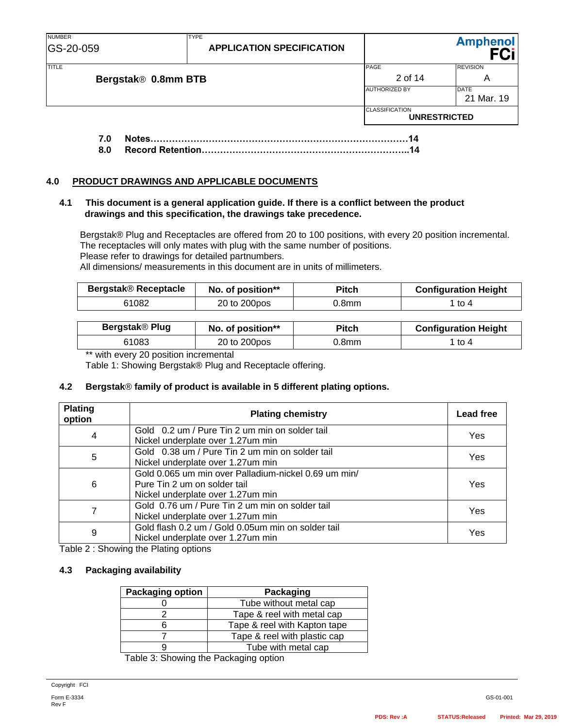7.0 Notes……………………………………………………………………………14
8.0 Record Retention…………………………………………………………..14

## 4.0 PRODUCT DRAWINGS AND APPLICABLE DOCUMENTS

### 4.1 This document is a general application guide. If there is a conflict between the product drawings and this specification, the drawings take precedence.

Bergstak® Plug and Receptacles are offered from 20 to 100 positions, with every 20 position incremental.
The receptacles will only mates with plug with the same number of positions.
Please refer to drawings for detailed partnumbers.
All dimensions/ measurements in this document are in units of millimeters.

| Bergstak® Receptacle | No. of position** | Pitch | Configuration Height |
|---|---|---|---|
| 61082 | 20 to 200pos | 0.8mm | 1 to 4 |

| Bergstak® Plug | No. of position** | Pitch | Configuration Height |
|---|---|---|---|
| 61083 | 20 to 200pos | 0.8mm | 1 to 4 |

** with every 20 position incremental
Table 1: Showing Bergstak® Plug and Receptacle offering.

### 4.2 Bergstak® family of product is available in 5 different plating options.

| Plating option | Plating chemistry | Lead free |
|---|---|---|
| 4 | Gold 0.2 um / Pure Tin 2 um min on solder tail<br>Nickel underplate over 1.27um min | Yes |
| 5 | Gold 0.38 um / Pure Tin 2 um min on solder tail<br>Nickel underplate over 1.27um min | Yes |
| 6 | Gold 0.065 um min over Palladium-nickel 0.69 um min/<br>Pure Tin 2 um on solder tail<br>Nickel underplate over 1.27um min | Yes |
| 7 | Gold 0.76 um / Pure Tin 2 um min on solder tail<br>Nickel underplate over 1.27um min | Yes |
| 9 | Gold flash 0.2 um / Gold 0.05um min on solder tail<br>Nickel underplate over 1.27um min | Yes |

Table 2 : Showing the Plating options

### 4.3 Packaging availability

| Packaging option | Packaging |
|---|---|
| 0 | Tube without metal cap |
| 2 | Tape & reel with metal cap |
| 6 | Tape & reel with Kapton tape |
| 7 | Tape & reel with plastic cap |
| 9 | Tube with metal cap |

Table 3: Showing the Packaging option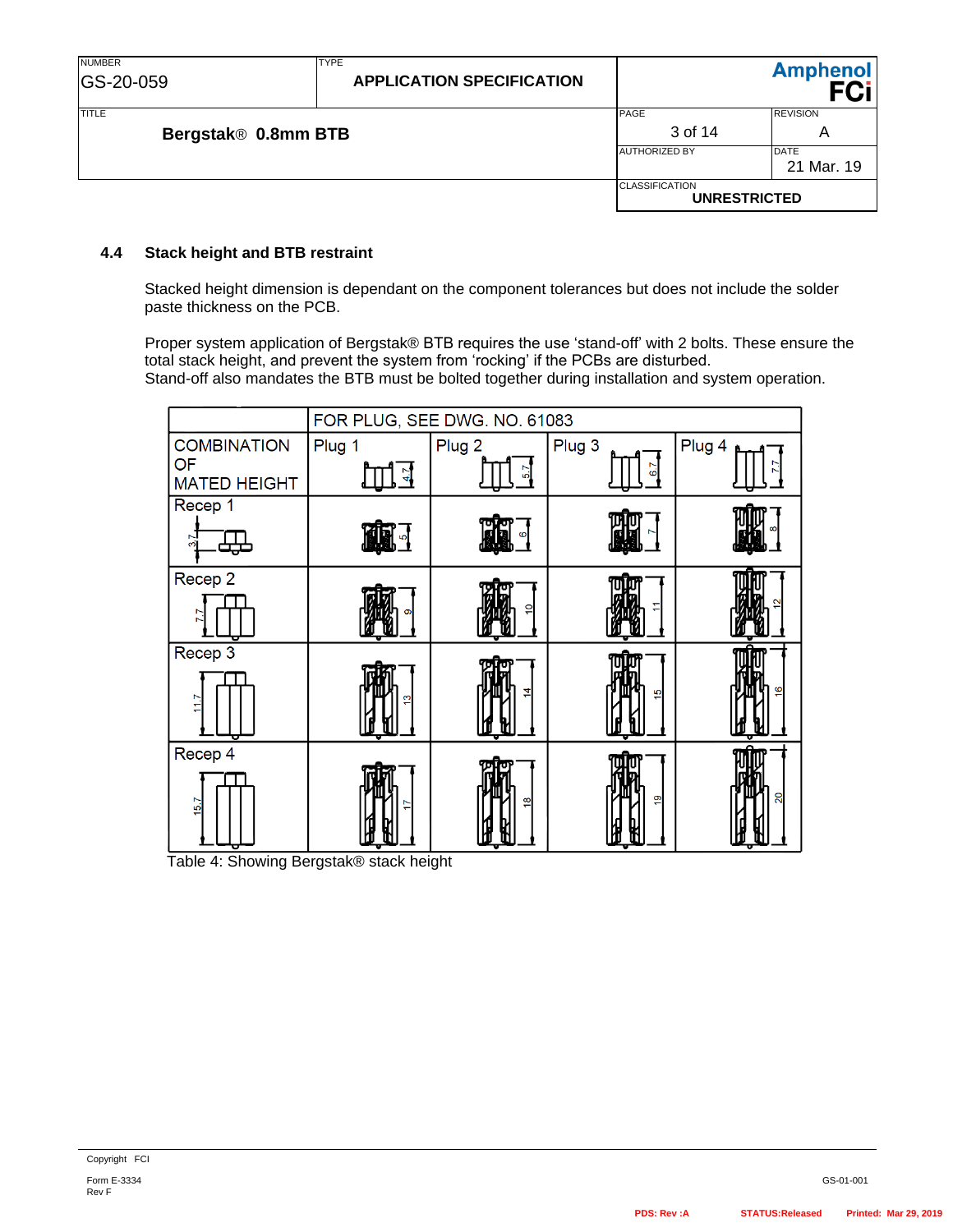### 4.4 Stack height and BTB restraint

Stacked height dimension is dependant on the component tolerances but does not include the solder paste thickness on the PCB.

Proper system application of Bergstak® BTB requires the use 'stand-off' with 2 bolts. These ensure the total stack height, and prevent the system from 'rocking' if the PCBs are disturbed.
Stand-off also mandates the BTB must be bolted together during installation and system operation.

| | FOR PLUG, SEE DWG. NO. 61083 | | | |
|---|---|---|---|---|
| COMBINATION OF MATED HEIGHT | Plug 1 (4.7) | Plug 2 (5.7) | Plug 3 (6.7) | Plug 4 (7.7) |
| Recep 1 (3.7) | 5 | 6 | 7 | 8 |
| Recep 2 (7.7) | 9 | 10 | 11 | 12 |
| Recep 3 (11.7) | 13 | 14 | 15 | 16 |
| Recep 4 (15.7) | 17 | 18 | 19 | 20 |

Table 4: Showing Bergstak® stack height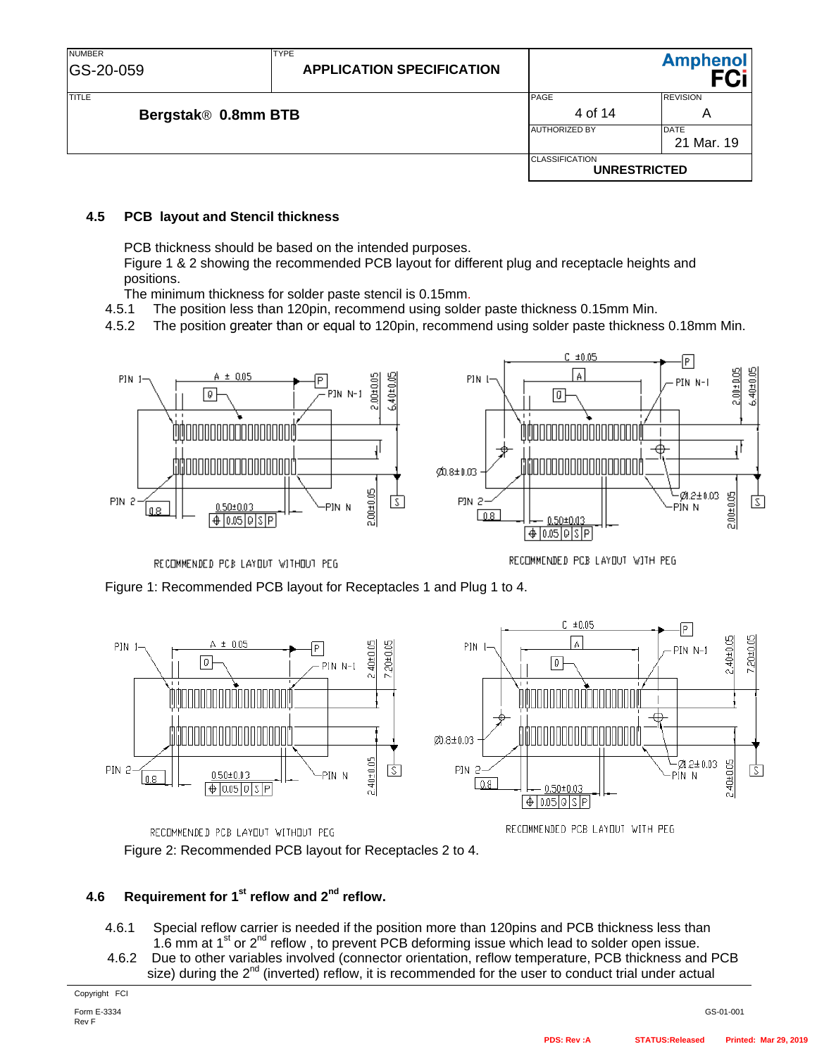## 4.5 PCB layout and Stencil thickness

PCB thickness should be based on the intended purposes.
Figure 1 & 2 showing the recommended PCB layout for different plug and receptacle heights and positions.
The minimum thickness for solder paste stencil is 0.15mm.

4.5.1 The position less than 120pin, recommend using solder paste thickness 0.15mm Min.

4.5.2 The position greater than or equal to 120pin, recommend using solder paste thickness 0.18mm Min.

Figure 1: Recommended PCB layout for Receptacles 1 and Plug 1 to 4.

Figure 2: Recommended PCB layout for Receptacles 2 to 4.

## 4.6 Requirement for 1st reflow and 2nd reflow.

4.6.1 Special reflow carrier is needed if the position more than 120pins and PCB thickness less than 1.6 mm at 1st or 2nd reflow , to prevent PCB deforming issue which lead to solder open issue.

4.6.2 Due to other variables involved (connector orientation, reflow temperature, PCB thickness and PCB size) during the 2nd (inverted) reflow, it is recommended for the user to conduct trial under actual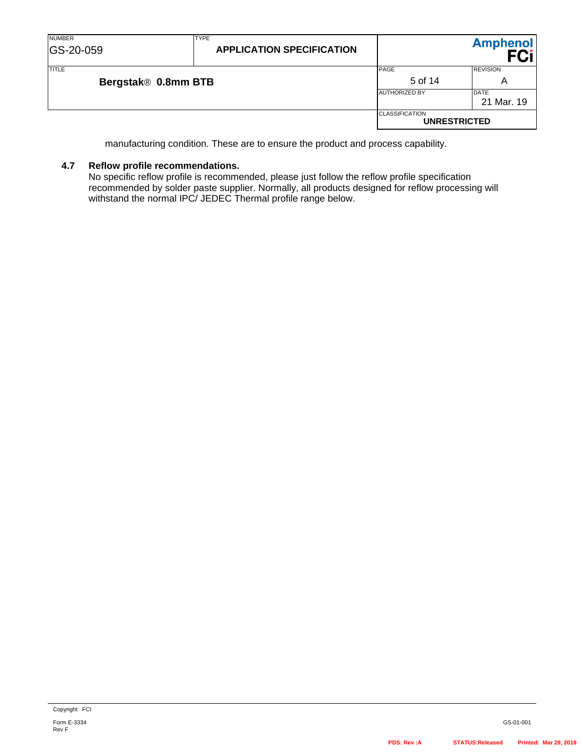manufacturing condition. These are to ensure the product and process capability.

### 4.7 Reflow profile recommendations.

No specific reflow profile is recommended, please just follow the reflow profile specification recommended by solder paste supplier. Normally, all products designed for reflow processing will withstand the normal IPC/ JEDEC Thermal profile range below.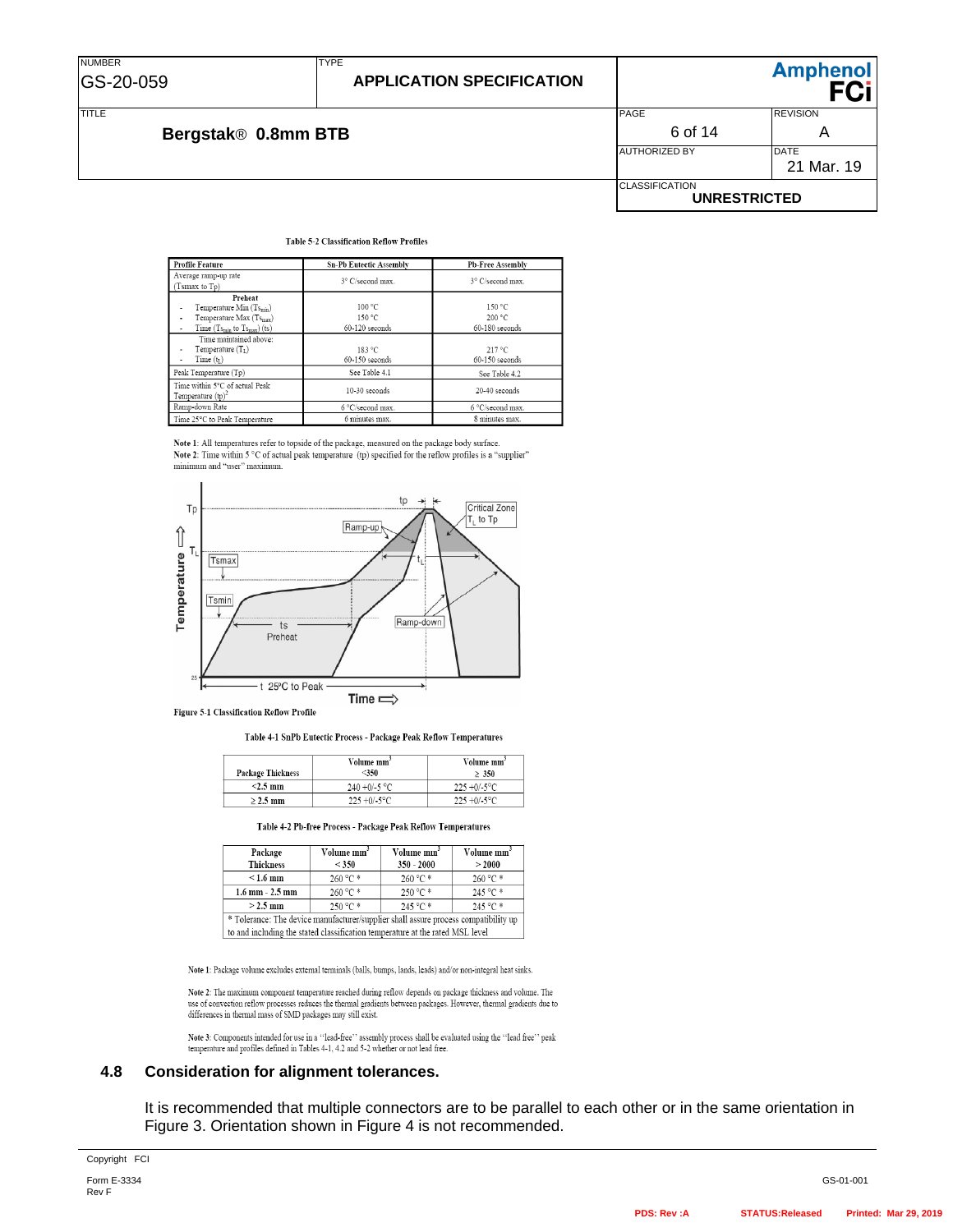Table 5-2 Classification Reflow Profiles

| Profile Feature | Sn-Pb Eutectic Assembly | Pb-Free Assembly |
|---|---|---|
| Average ramp-up rate ($Ts_{max}$ to Tp) | 3° C/second max. | 3° C/second max. |
| **Preheat**<br>- Temperature Min ($Ts_{min}$)<br>- Temperature Max ($Ts_{max}$)<br>- Time ($Ts_{min}$ to $Ts_{max}$) (ts) | <br>100 °C<br>150 °C<br>60-120 seconds | <br>150 °C<br>200 °C<br>60-180 seconds |
| Time maintained above:<br>- Temperature ($T_L$)<br>- Time ($t_L$) | <br>183 °C<br>60-150 seconds | <br>217 °C<br>60-150 seconds |
| Peak Temperature (Tp) | See Table 4.1 | See Table 4.2 |
| Time within 5°C of actual Peak Temperature (tp)[2] | 10-30 seconds | 20-40 seconds |
| Ramp-down Rate | 6 °C/second max. | 6 °C/second max. |
| Time 25°C to Peak Temperature | 6 minutes max. | 8 minutes max. |

**Note 1**: All temperatures refer to topside of the package, measured on the package body surface.
**Note 2**: Time within 5 °C of actual peak temperature (tp) specified for the reflow profiles is a "supplier" minimum and "user" maximum.

Figure 5-1 Classification Reflow Profile

Table 4-1 SnPb Eutectic Process - Package Peak Reflow Temperatures

| Package Thickness | Volume mm³ <350 | Volume mm³ ≥ 350 |
|---|---|---|
| <2.5 mm | 240 +0/-5 °C | 225 +0/-5°C |
| ≥ 2.5 mm | 225 +0/-5°C | 225 +0/-5°C |

Table 4-2 Pb-free Process - Package Peak Reflow Temperatures

| Package Thickness | Volume mm³ < 350 | Volume mm³ 350 - 2000 | Volume mm³ > 2000 |
|---|---|---|---|
| < 1.6 mm | 260 °C * | 260 °C * | 260 °C * |
| 1.6 mm - 2.5 mm | 260 °C * | 250 °C * | 245 °C * |
| > 2.5 mm | 250 °C * | 245 °C * | 245 °C * |
| * Tolerance: The device manufacturer/supplier shall assure process compatibility up to and including the stated classification temperature at the rated MSL level | | | |

**Note 1**: Package volume excludes external terminals (balls, bumps, lands, leads) and/or non-integral heat sinks.

**Note 2**: The maximum component temperature reached during reflow depends on package thickness and volume. The use of convection reflow processes reduces the thermal gradients between packages. However, thermal gradients due to differences in thermal mass of SMD packages may still exist.

**Note 3**: Components intended for use in a "lead-free" assembly process shall be evaluated using the "lead free" peak temperature and profiles defined in Tables 4-1, 4.2 and 5-2 whether or not lead free.

## 4.8 Consideration for alignment tolerances.

It is recommended that multiple connectors are to be parallel to each other or in the same orientation in Figure 3. Orientation shown in Figure 4 is not recommended.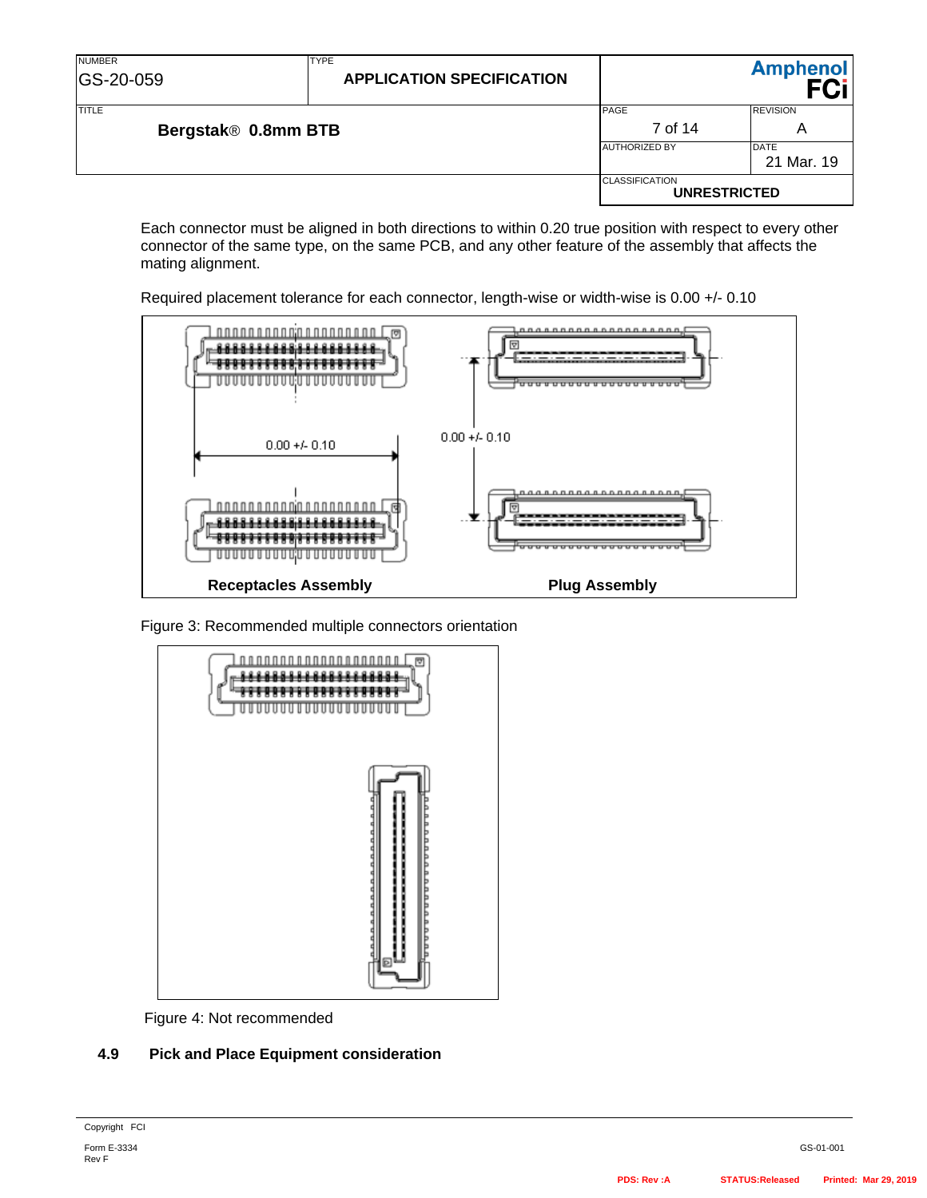Each connector must be aligned in both directions to within 0.20 true position with respect to every other connector of the same type, on the same PCB, and any other feature of the assembly that affects the mating alignment.

Required placement tolerance for each connector, length-wise or width-wise is 0.00 +/- 0.10

0.00 +/- 0.10

0.00 +/- 0.10

**Receptacles Assembly**

**Plug Assembly**

Figure 3: Recommended multiple connectors orientation

Figure 4: Not recommended

## 4.9 Pick and Place Equipment consideration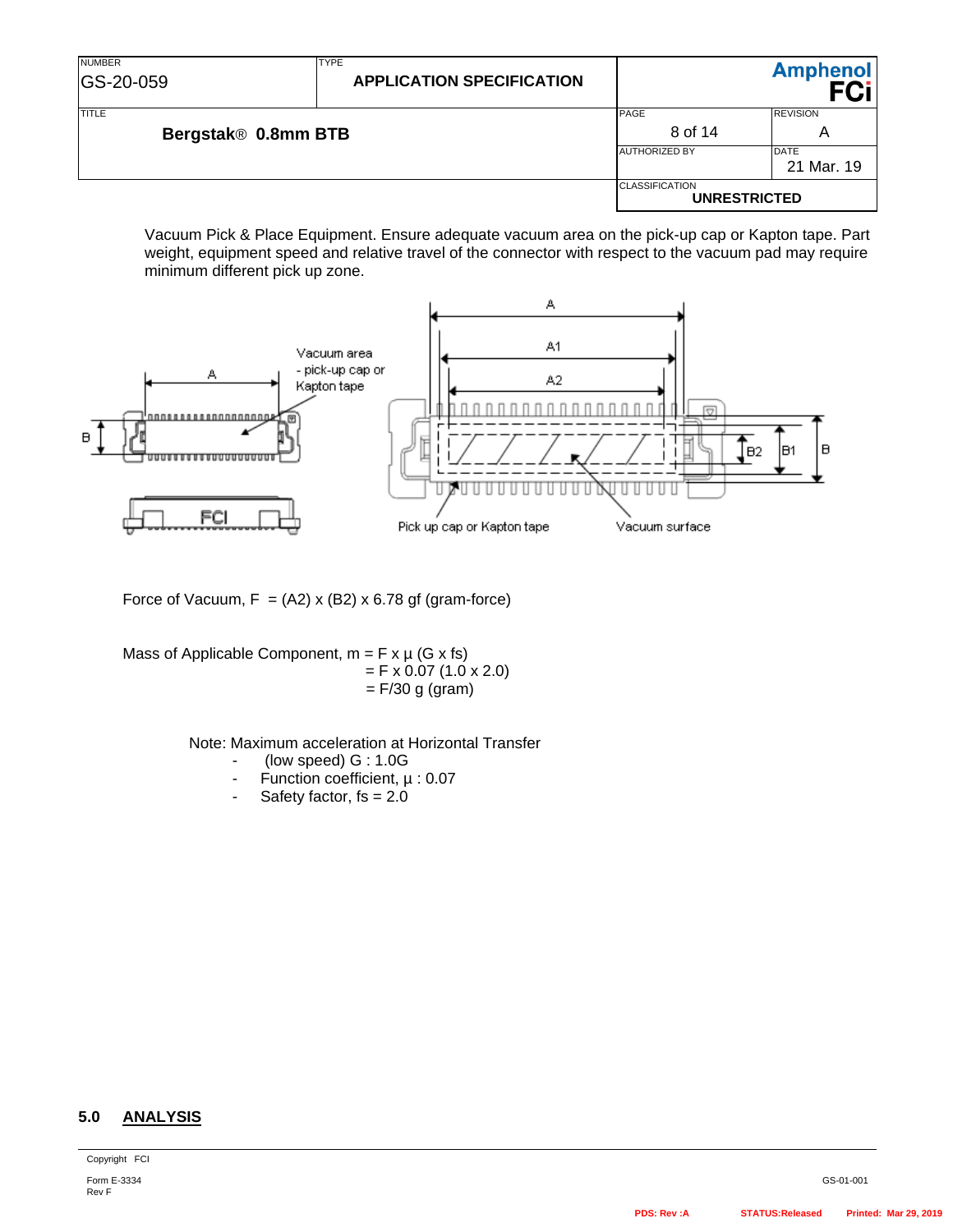Vacuum Pick & Place Equipment. Ensure adequate vacuum area on the pick-up cap or Kapton tape. Part weight, equipment speed and relative travel of the connector with respect to the vacuum pad may require minimum different pick up zone.

Force of Vacuum, F = (A2) x (B2) x 6.78 gf (gram-force)

Mass of Applicable Component, m = F x μ (G x fs)
= F x 0.07 (1.0 x 2.0)
= F/30 g (gram)

Note: Maximum acceleration at Horizontal Transfer

- (low speed) G : 1.0G
- Function coefficient, μ : 0.07
- Safety factor, fs = 2.0

## 5.0 ANALYSIS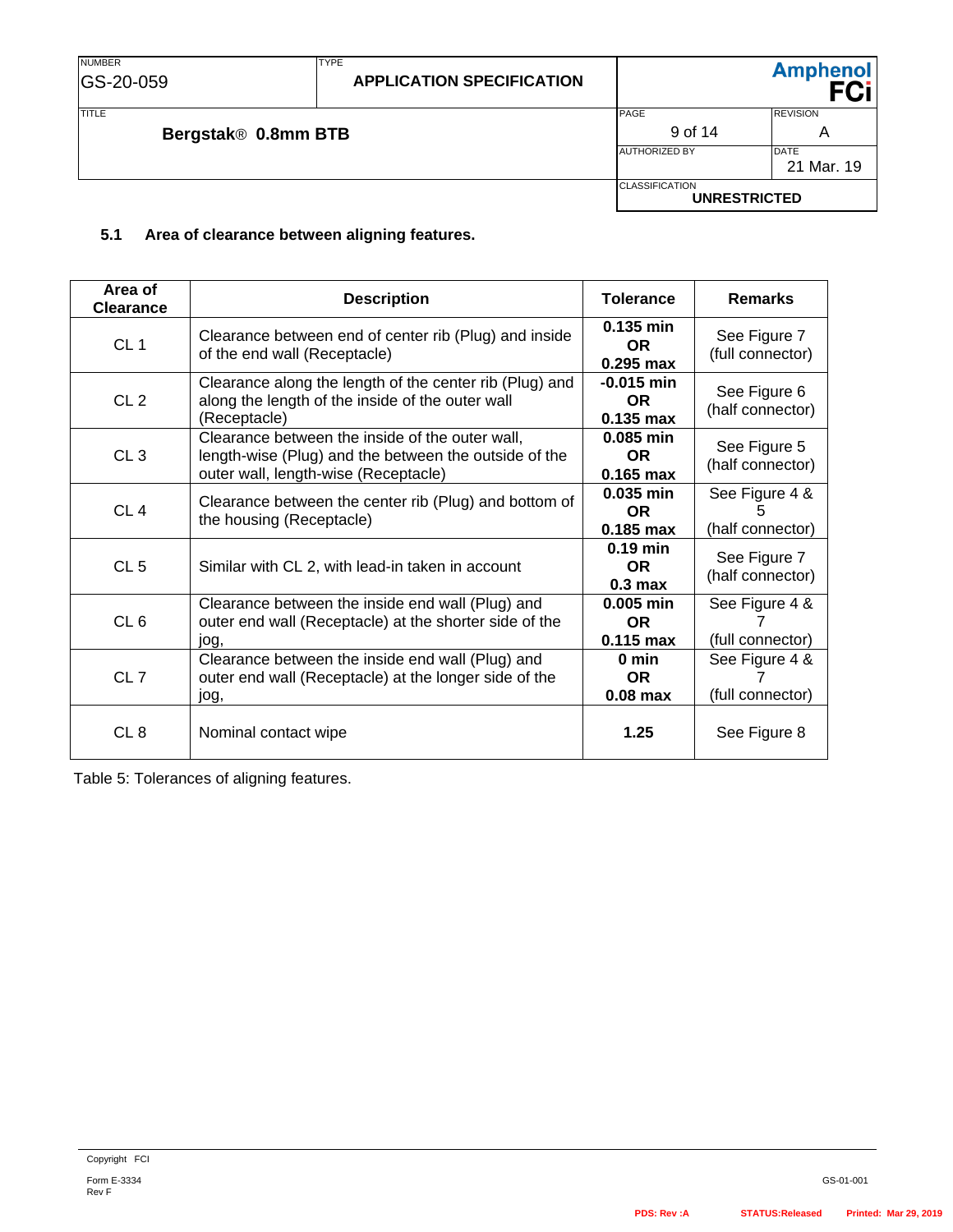### 5.1 Area of clearance between aligning features.

| Area of Clearance | Description | Tolerance | Remarks |
|---|---|---|---|
| CL 1 | Clearance between end of center rib (Plug) and inside of the end wall (Receptacle) | **0.135 min OR 0.295 max** | See Figure 7 (full connector) |
| CL 2 | Clearance along the length of the center rib (Plug) and along the length of the inside of the outer wall (Receptacle) | **-0.015 min OR 0.135 max** | See Figure 6 (half connector) |
| CL 3 | Clearance between the inside of the outer wall, length-wise (Plug) and the between the outside of the outer wall, length-wise (Receptacle) | **0.085 min OR 0.165 max** | See Figure 5 (half connector) |
| CL 4 | Clearance between the center rib (Plug) and bottom of the housing (Receptacle) | **0.035 min OR 0.185 max** | See Figure 4 & 5 (half connector) |
| CL 5 | Similar with CL 2, with lead-in taken in account | **0.19 min OR 0.3 max** | See Figure 7 (half connector) |
| CL 6 | Clearance between the inside end wall (Plug) and outer end wall (Receptacle) at the shorter side of the jog, | **0.005 min OR 0.115 max** | See Figure 4 & 7 (full connector) |
| CL 7 | Clearance between the inside end wall (Plug) and outer end wall (Receptacle) at the longer side of the jog, | **0 min OR 0.08 max** | See Figure 4 & 7 (full connector) |
| CL 8 | Nominal contact wipe | **1.25** | See Figure 8 |

Table 5: Tolerances of aligning features.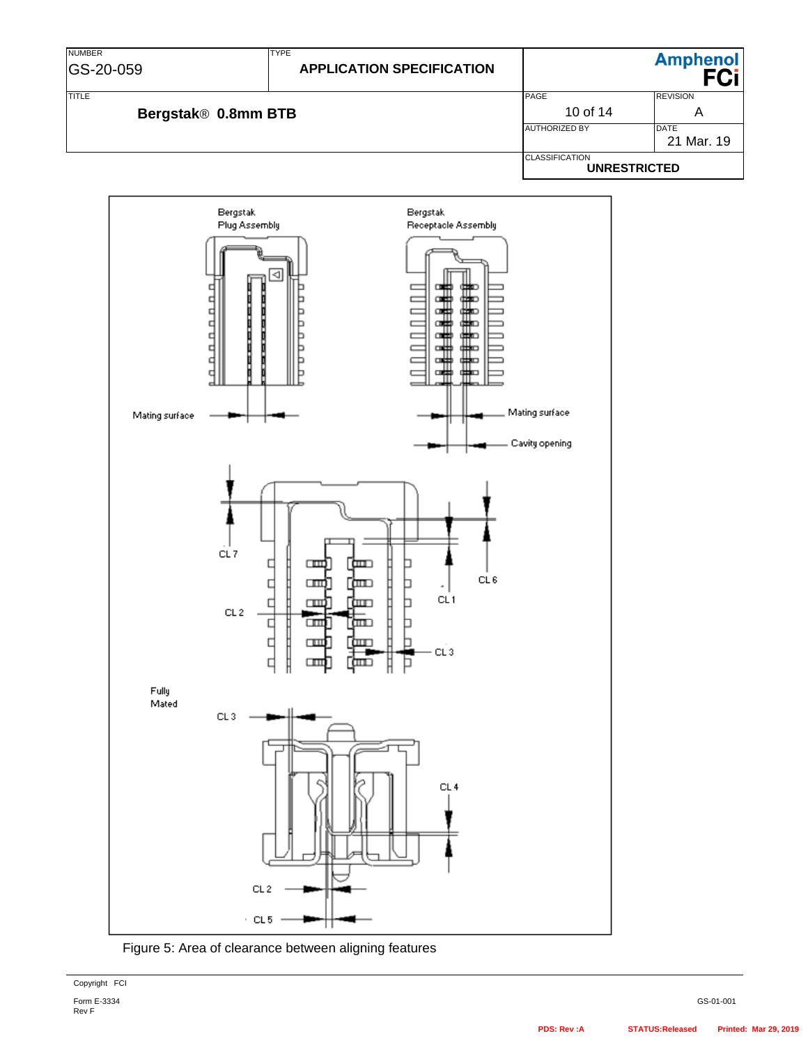Bergstak
Plug Assembly

Bergstak
Receptacle Assembly

Mating surface

Mating surface

Cavity opening

CL 7

CL 6

CL 1

CL 2

CL 3

Fully
Mated

CL 3

CL 4

CL 2

CL 5

Figure 5: Area of clearance between aligning features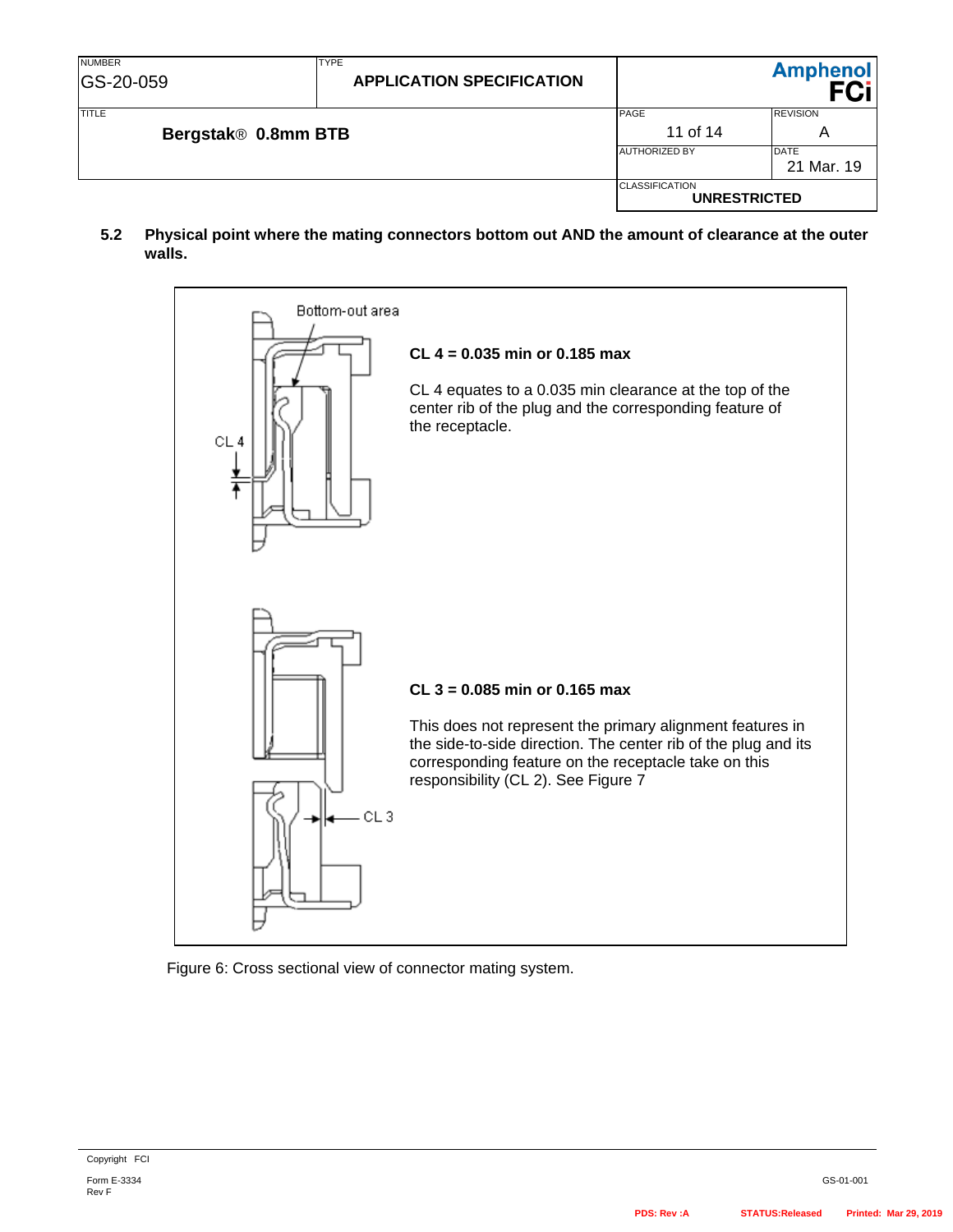### 5.2 Physical point where the mating connectors bottom out AND the amount of clearance at the outer walls.

Bottom-out area

CL 4

**CL 4 = 0.035 min or 0.185 max**

CL 4 equates to a 0.035 min clearance at the top of the center rib of the plug and the corresponding feature of the receptacle.

CL 3

**CL 3 = 0.085 min or 0.165 max**

This does not represent the primary alignment features in the side-to-side direction. The center rib of the plug and its corresponding feature on the receptacle take on this responsibility (CL 2). See Figure 7

Figure 6: Cross sectional view of connector mating system.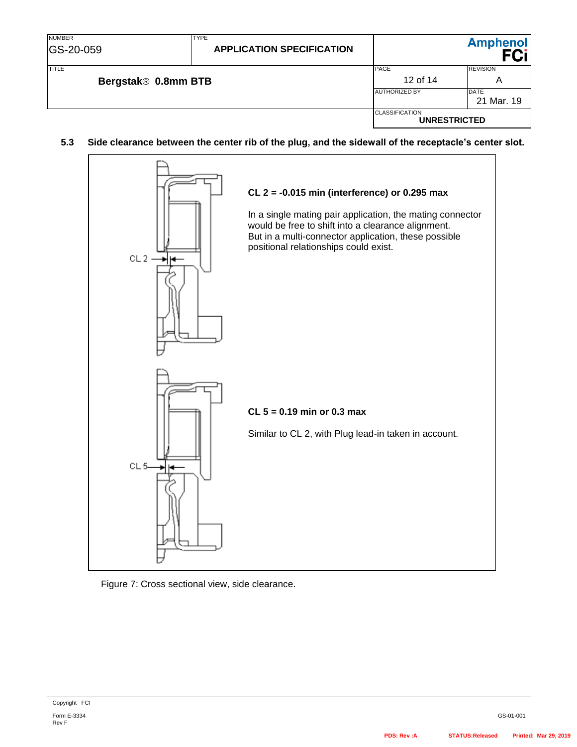### 5.3 Side clearance between the center rib of the plug, and the sidewall of the receptacle's center slot.

CL 2

**CL 2 = -0.015 min (interference) or 0.295 max**

In a single mating pair application, the mating connector would be free to shift into a clearance alignment.
But in a multi-connector application, these possible positional relationships could exist.

CL 5

**CL 5 = 0.19 min or 0.3 max**

Similar to CL 2, with Plug lead-in taken in account.

Figure 7: Cross sectional view, side clearance.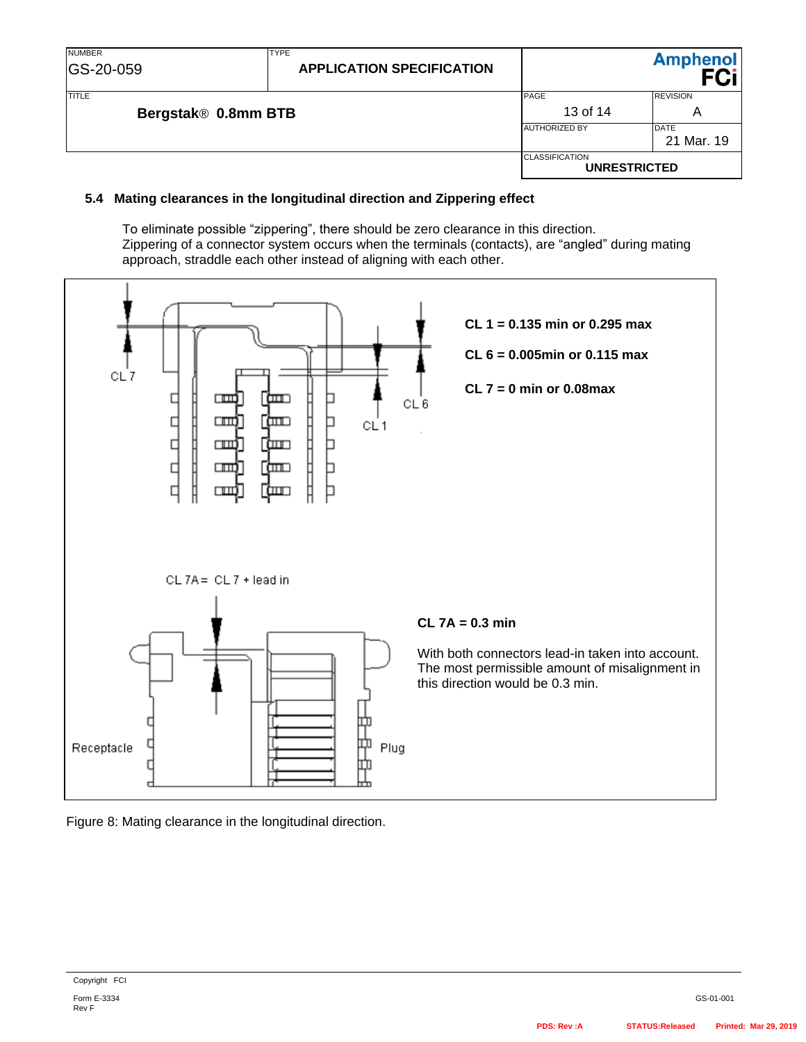### 5.4 Mating clearances in the longitudinal direction and Zippering effect

To eliminate possible “zippering”, there should be zero clearance in this direction.
Zippering of a connector system occurs when the terminals (contacts), are “angled” during mating approach, straddle each other instead of aligning with each other.

CL 7

CL 6

CL 1

**CL 1 = 0.135 min or 0.295 max**

**CL 6 = 0.005min or 0.115 max**

**CL 7 = 0 min or 0.08max**

CL 7A = CL 7 + lead in

Receptacle

Plug

**CL 7A = 0.3 min**

With both connectors lead-in taken into account. The most permissible amount of misalignment in this direction would be 0.3 min.

Figure 8: Mating clearance in the longitudinal direction.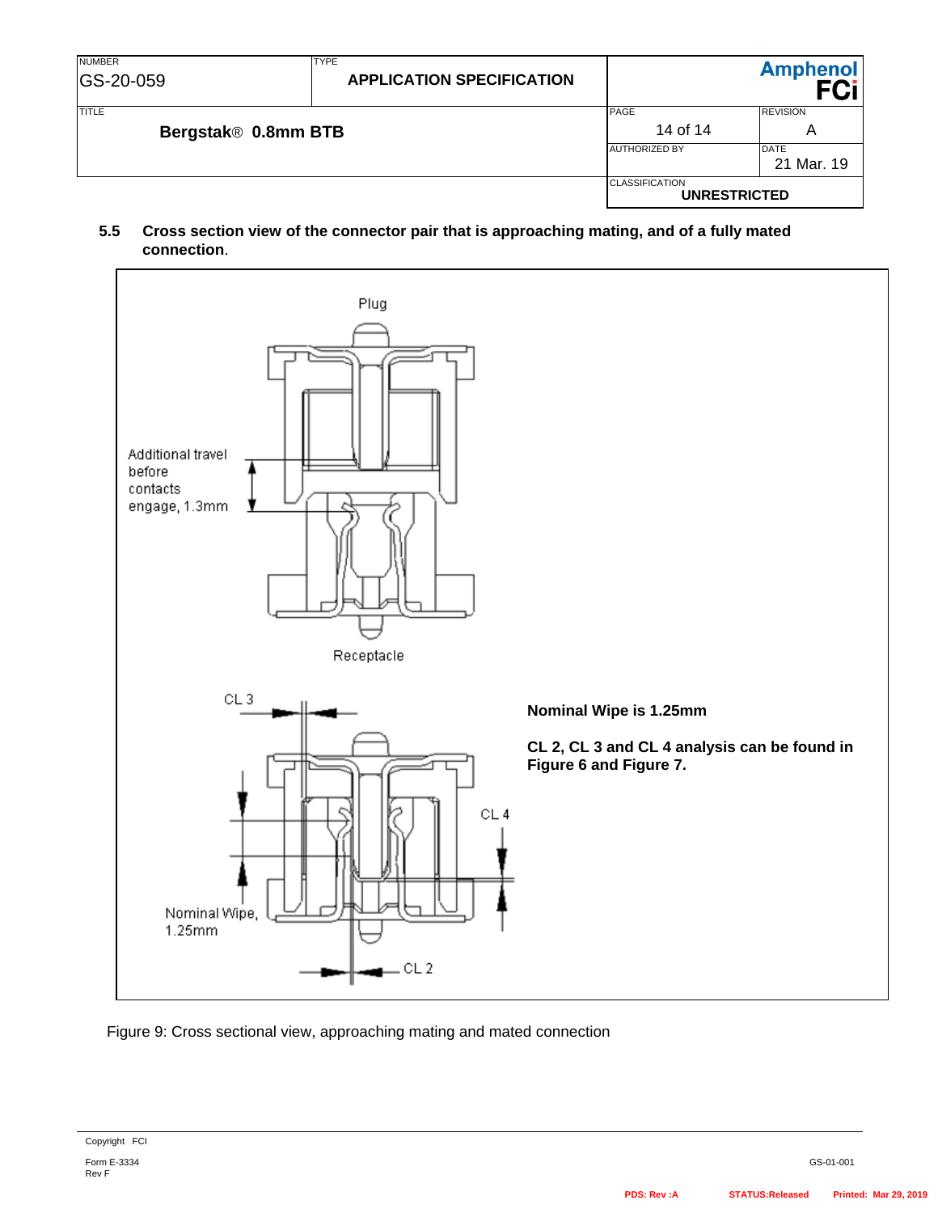### 5.5 Cross section view of the connector pair that is approaching mating, and of a fully mated connection.

Plug

Additional travel before contacts engage, 1.3mm

Receptacle

CL 3

CL 4

Nominal Wipe, 1.25mm

CL 2

**Nominal Wipe is 1.25mm**

**CL 2, CL 3 and CL 4 analysis can be found in Figure 6 and Figure 7.**

Figure 9: Cross sectional view, approaching mating and mated connection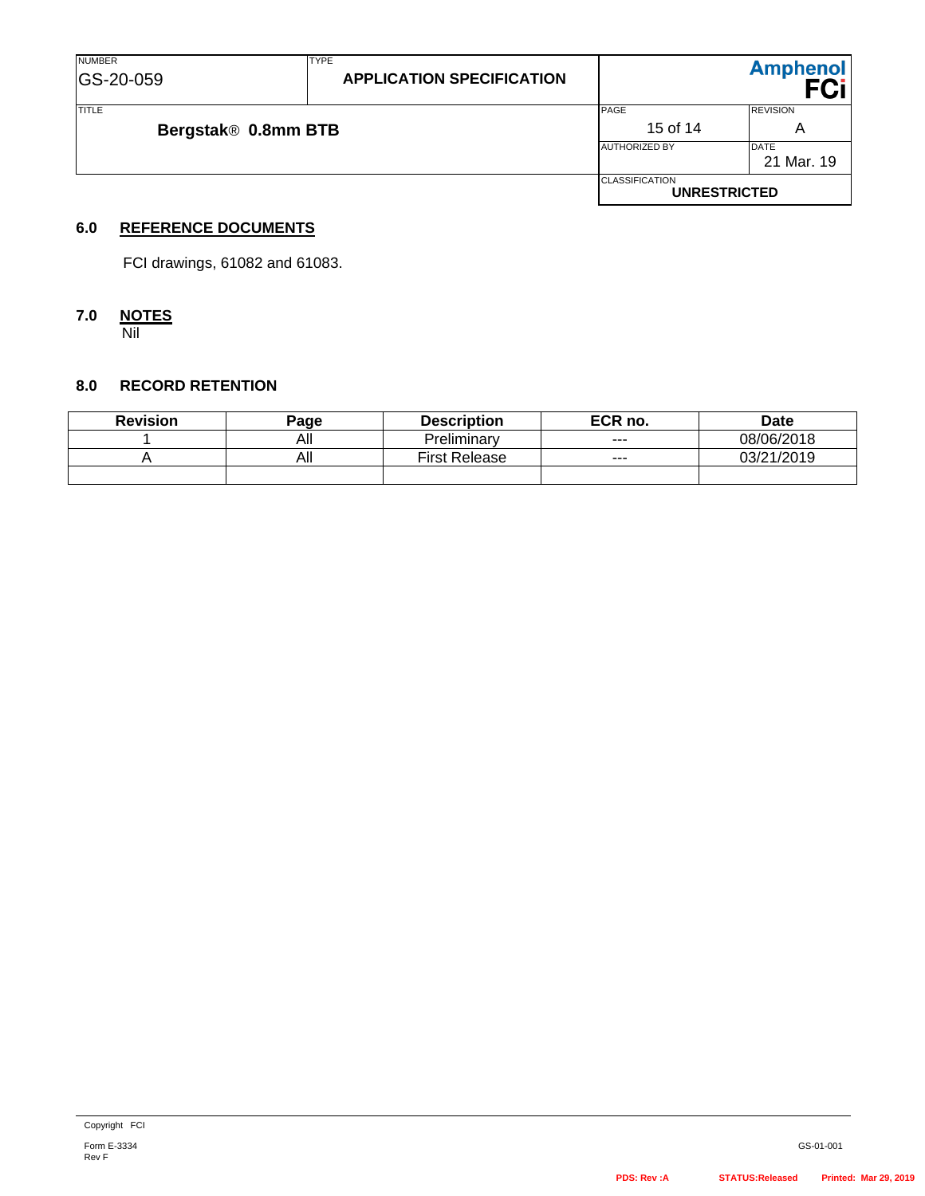## 6.0 REFERENCE DOCUMENTS

FCI drawings, 61082 and 61083.

## 7.0 NOTES

Nil

## 8.0 RECORD RETENTION

| Revision | Page | Description | ECR no. | Date |
|---|---|---|---|---|
| 1 | All | Preliminary | --- | 08/06/2018 |
| A | All | First Release | --- | 03/21/2019 |
| | | | | |